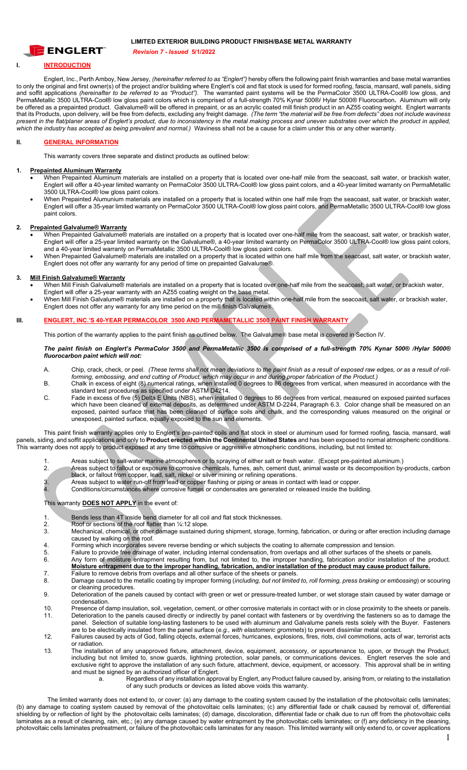# LIMITED EXTERIOR BUILDING PRODUCT FINISH/BASE METAL WARRANTY

ENGLERT™

*Revision 7 - Issued* **5/1/2022**

## I. INTRODUCTION

Englert, Inc., Perth Amboy, New Jersey, *(hereinafter referred to as "Englert")* hereby offers the following paint finish warranties and base metal warranties to only the original and first owner(s) of the project and/or building where Englert's coil and flat stock is used for formed roofing, fascia, mansard, wall panels, siding and soffit applications *(hereinafter to be referred to as "Product")*. The warranted paint systems will be the PermaColor 3500 ULTRA-Cool® low gloss, and PermaMetallic 3500 ULTRA-Cool® low gloss paint colors which is comprised of a full-strength 70% Kynar 500®/ Hylar 5000® Fluorocarbon**.** Aluminum will only be offered as a prepainted product. Galvalume® will be offered in prepaint, or as an acrylic coated mill finish product in an AZ55 coating weight. Englert warrants that its Products, upon delivery, will be free from defects, excluding any freight damage. *(The term "the material will be free from defects" does not include waviness present in the flat/planer areas of Englert's product, due to inconsistency in the metal making process and uneven substrates over which the product in applied, which the industry has accepted as being prevalent and normal.)* Waviness shall not be a cause for a claim under this or any other warranty.

## II. GENERAL INFORMATION

This warranty covers three separate and distinct products as outlined below:

### 1. Prepainted Aluminum Warranty

- When Prepainted Aluminum materials are installed on a property that is located over one-half mile from the seacoast, salt water, or brackish water, Englert will offer a 40-year limited warranty on PermaColor 3500 ULTRA-Cool® low gloss paint colors, and a 40-year limited warranty on PermaMetallic 3500 ULTRA-Cool® low gloss paint colors.
- When Prepainted Alumunium materials are installed on a property that is located within one half mile from the seacoast, salt water, or brackish water, Englert will offer a 35-year limited warranty on PermaColor 3500 ULTRA-Cool® low gloss paint colors, and PermaMetallic 3500 ULTRA-Cool® low gloss paint colors.

### 2. Prepainted Galvalume® Warranty

- When Prepainted Galvalume® materials are installed on a property that is located over one-half mile from the seacoast, salt water, or brackish water, Englert will offer a 25-year limited warranty on the Galvalume®, a 40-year limited warranty on PermaColor 3500 ULTRA-Cool® low gloss paint colors, and a 40-year limited warranty on PermaMetallic 3500 ULTRA-Cool® low gloss paint colors.
- When Prepainted Galvalume® materials are installed on a property that is located within one half mile from the seacoast, salt water, or brackish water, Englert does not offer any warranty for any period of time on prepainted Galvalume®.

### 3. Mill Finish Galvalume® Warranty

- When Mill Finish Galvalume® materials are installed on a property that is located over one-half mile from the seacoast, salt water, or brackish water, Englert will offer a 25-year warranty with an AZ55 coating weight on the base metal.
- When Mill Finish Galvalume® materials are installed on a property that is located within one-half mile from the seacoast, salt water, or brackish water, Englert does not offer any warranty for any time period on the mill finish Galvalume®.

## III. ENGLERT, INC.'S 40-YEAR PERMACOLOR 3500 AND PERMAMETALLIC 3500 PAINT FINISH WARRANTY

This portion of the warranty applies to the paint finish as outlined below. The Galvalume® base metal is covered in Section IV.

***The paint finish on Englert's PermaColor 3500 and PermaMetallic 3500 is comprised of a full-strength 70% Kynar 500® /Hylar 5000® fluorocarbon paint which will not:***

A. Chip, crack, check, or peel. *(These terms shall not mean deviations to the paint finish as a result of exposed raw edges, or as a result of roll-forming, embossing, and end cutting of Product, which may occur in and during proper fabrication of the Product.)*

B. Chalk in excess of eight (8) numerical ratings, when installed 0 degrees to 86 degrees from vertical, when measured in accordance with the standard test procedures as specified under ASTM D4214.

C. Fade in excess of five (5) Delta E Units (NBS), when installed 0 degrees to 86 degrees from vertical, measured on exposed painted surfaces which have been cleaned of external deposits, as determined under ASTM D-2244, Paragraph 6.3. Color change shall be measured on an exposed, painted surface that has been cleaned of surface soils and chalk, and the corresponding values measured on the original or unexposed, painted surface, equally exposed to the sun and elements.

This paint finish warranty applies only to Englert's pre-painted coils and flat stock in steel or aluminum used for formed roofing, fascia, mansard, wall panels, siding, and soffit applications and only to **Product erected within the Continental United States** and has been exposed to normal atmospheric conditions. This warranty does not apply to product exposed at any time to corrosive or aggressive atmospheric conditions, including, but not limited to:

1. Areas subject to salt-water marine atmospheres or to spraying of either salt or fresh water. (Except pre-painted aluminum.)
2. Areas subject to fallout or exposure to corrosive chemicals, fumes, ash, cement dust, animal waste or its decomposition by-products, carbon black, or fallout from copper, lead, salt, nickel or silver mining or refining operations.
3. Areas subject to water run-off from lead or copper flashing or piping or areas in contact with lead or copper.
4. Conditions/circumstances where corrosive fumes or condensates are generated or released inside the building.

This warranty **DOES NOT APPLY** in the event of:

1. Bends less than 4T inside bend diameter for all coil and flat stock thicknesses.
2. Roof or sections of the roof flatter than ¼:12 slope.
3. Mechanical, chemical, or other damage sustained during shipment, storage, forming, fabrication, or during or after erection including damage caused by walking on the roof.
4. Forming which incorporates severe reverse bending or which subjects the coating to alternate compression and tension.
5. Failure to provide free drainage of water, including internal condensation, from overlaps and all other surfaces of the sheets or panels.
6. Any form of moisture entrapment resulting from, but not limited to, the improper handling, fabrication and/or installation of the product. **Moisture entrapment due to the improper handling, fabrication, and/or installation of the product may cause product failure.**
7. Failure to remove debris from overlaps and all other surface of the sheets or panels.
8. Damage caused to the metallic coating by improper forming (*including, but not limited to, roll forming, press braking or embossing*) or scouring or cleaning procedures.
9. Deterioration of the panels caused by contact with green or wet or pressure-treated lumber, or wet storage stain caused by water damage or condensation.
10. Presence of damp insulation, soil, vegetation, cement, or other corrosive materials in contact with or in close proximity to the sheets or panels.
11. Deterioration to the panels caused directly or indirectly by panel contact with fasteners or by overdriving the fasteners so as to damage the panel. Selection of suitable long-lasting fasteners to be used with aluminum and Galvalume panels rests solely with the Buyer. Fasteners are to be electrically insulated from the panel surface (*e.g., with elastomeric grommets*) to prevent dissimilar metal contact.
12. Failures caused by acts of God, falling objects, external forces, hurricanes, explosions, fires, riots, civil commotions, acts of war, terrorist acts or radiation.
13. The installation of any unapproved fixture, attachment, device, equipment, accessory, or appurtenance to, upon, or through the Product, including but not limited to, snow guards, lightning protection, solar panels, or communications devices. Englert reserves the sole and exclusive right to approve the installation of any such fixture, attachment, device, equipment, or accessory. This approval shall be in writing and must be signed by an authorized officer of Englert.
    a. Regardless of any installation approval by Englert, any Product failure caused by, arising from, or relating to the installation of any such products or devices as listed above voids this warranty.

The limited warranty does not extend to, or cover: (a) any damage to the coating system caused by the installation of the photovoltaic cells laminates; (b) any damage to coating system caused by removal of the photovoltaic cells laminates; (c) any differential fade or chalk caused by removal of, differential shielding by or reflection of light by the photovoltaic cells laminates; (d) damage, discoloration, differential fade or chalk due to run off from the photovoltaic cells laminates as a result of cleaning, rain, etc.; (e) any damage caused by water entrapment by the photovoltaic cells laminates; or (f) any deficiency in the cleaning, photovoltaic cells laminates pretreatment, or failure of the photovoltaic cells laminates for any reason. This limited warranty will only extend to, or cover applications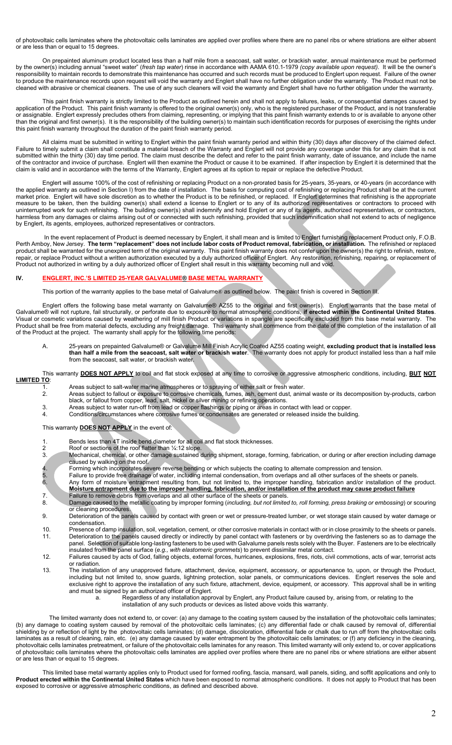of photovoltaic cells laminates where the photovoltaic cells laminates are applied over profiles where there are no panel ribs or where striations are either absent or are less than or equal to 15 degrees.

On prepainted aluminum product located less than a half mile from a seacoast, salt water, or brackish water, annual maintenance must be performed by the owner(s) including annual "sweet water" (*fresh tap water*) rinse in accordance with AAMA 610.1-1979 *(copy available upon request)*. It will be the owner's responsibility to maintain records to demonstrate this maintenance has occurred and such records must be produced to Englert upon request. Failure of the owner to produce the maintenance records upon request will void the warranty and Englert shall have no further obligation under the warranty. The Product must not be cleaned with abrasive or chemical cleaners. The use of any such cleaners will void the warranty and Englert shall have no further obligation under the warranty.

This paint finish warranty is strictly limited to the Product as outlined herein and shall not apply to failures, leaks, or consequential damages caused by application of the Product. This paint finish warranty is offered to the original owner(s) only, who is the registered purchaser of the Product, and is not transferable or assignable. Englert expressly precludes others from claiming, representing, or implying that this paint finish warranty extends to or is available to anyone other than the original and first owner(s). It is the responsibility of the building owner(s) to maintain such identification records for purposes of exercising the rights under this paint finish warranty throughout the duration of the paint finish warranty period.

All claims must be submitted in writing to Englert within the paint finish warranty period and within thirty (30) days after discovery of the claimed defect. Failure to timely submit a claim shall constitute a material breach of the Warranty and Englert will not provide any coverage under this for any claim that is not submitted within the thirty (30) day time period. The claim must describe the defect and refer to the paint finish warranty, date of issuance, and include the name of the contractor and invoice of purchase. Englert will then examine the Product or cause it to be examined. If after inspection by Englert it is determined that the claim is valid and in accordance with the terms of the Warranty, Englert agrees at its option to repair or replace the defective Product.

Englert will assume 100% of the cost of refinishing or replacing Product on a non-prorated basis for 25-years, 35-years, or 40-years (in accordance with the applied warranty as outlined in Section I) from the date of installation. The basis for computing cost of refinishing or replacing Product shall be at the current market price. Englert will have sole discretion as to whether the Product is to be refinished, or replaced. If Englert determines that refinishing is the appropriate measure to be taken, then the building owner(s) shall extend a license to Englert or to any of its authorized representatives or contractors to proceed with uninterrupted work for such refinishing. The building owner(s) shall indemnify and hold Englert or any of its agents, authorized representatives, or contractors, harmless from any damages or claims arising out of or connected with such refinishing, provided that such indemnification shall not extend to acts of negligence by Englert, its agents, employees, authorized representatives or contractors.

In the event replacement of Product is deemed necessary by Englert, it shall mean and is limited to Englert furnishing replacement Product only, F.O.B. Perth Amboy, New Jersey. **The term "replacement" does not include labor costs of Product removal, fabrication, or installation.** The refinished or replaced product shall be warranted for the unexpired term of the original warranty. This paint finish warranty does not confer upon the owner(s) the right to refinish, restore, repair, or replace Product without a written authorization executed by a duly authorized officer of Englert. Any restoration, refinishing, repairing, or replacement of Product not authorized in writing by a duly authorized officer of Englert shall result in this warranty becoming null and void.

## IV. ENGLERT, INC.'S LIMITED 25-YEAR GALVALUME® BASE METAL WARRANTY

This portion of the warranty applies to the base metal of Galvalume® as outlined below. The paint finish is covered in Section III.

Englert offers the following base metal warranty on Galvalume® AZ55 to the original and first owner(s). Englert warrants that the base metal of Galvalume® will not rupture, fail structurally, or perforate due to exposure to normal atmospheric conditions, **if erected within the Continental United States**. Visual or cosmetic variations caused by weathering of mill finish Product or variations in spangle are specifically excluded from this base metal warranty. The Product shall be free from material defects, excluding any freight damage. This warranty shall commence from the date of the completion of the installation of all of the Product at the project. The warranty shall apply for the following time periods:

A. 25-years on prepainted Galvalume® or Galvalume Mill Finish Acrylic Coated AZ55 coating weight, **excluding product that is installed less than a half a mile from the seacoast, salt water or brackish water**. The warranty does not apply for product installed less than a half mile from the seacoast, salt water, or brackish water.

This warranty **DOES NOT APPLY** to coil and flat stock exposed at any time to corrosive or aggressive atmospheric conditions, including, **BUT NOT LIMITED TO**:

1. Areas subject to salt-water marine atmospheres or to spraying of either salt or fresh water.
2. Areas subject to fallout or exposure to corrosive chemicals, fumes, ash, cement dust, animal waste or its decomposition by-products, carbon black, or fallout from copper, lead, salt, nickel or silver mining or refining operations.
3. Areas subject to water run-off from lead or copper flashings or piping or areas in contact with lead or copper.
4. Conditions/circumstances where corrosive fumes or condensates are generated or released inside the building.

This warranty **DOES NOT APPLY** in the event of:

1. Bends less than 4T inside bend diameter for all coil and flat stock thicknesses.
2. Roof or sections of the roof flatter than ¼:12 slope.
3. Mechanical, chemical, or other damage sustained during shipment, storage, forming, fabrication, or during or after erection including damage caused by walking on the roof.
4. Forming which incorporates severe reverse bending or which subjects the coating to alternate compression and tension.
5. Failure to provide free drainage of water, including internal condensation, from overlaps and all other surfaces of the sheets or panels.
6. Any form of moisture entrapment resulting from, but not limited to, the improper handling, fabrication and/or installation of the product. **Moisture entrapment due to the improper handling, fabrication, and/or installation of the product may cause product failure**
7. Failure to remove debris from overlaps and all other surface of the sheets or panels.
8. Damage caused to the metallic coating by improper forming (*including, but not limited to, roll forming, press braking or embossing*) or scouring or cleaning procedures.
9. Deterioration of the panels caused by contact with green or wet or pressure-treated lumber, or wet storage stain caused by water damage or condensation.
10. Presence of damp insulation, soil, vegetation, cement, or other corrosive materials in contact with or in close proximity to the sheets or panels.
11. Deterioration to the panels caused directly or indirectly by panel contact with fasteners or by overdriving the fasteners so as to damage the panel. Selection of suitable long-lasting fasteners to be used with Galvalume panels rests solely with the Buyer. Fasteners are to be electrically insulated from the panel surface (*e.g., with elastomeric grommets*) to prevent dissimilar metal contact.
12. Failures caused by acts of God, falling objects, external forces, hurricanes, explosions, fires, riots, civil commotions, acts of war, terrorist acts or radiation.
13. The installation of any unapproved fixture, attachment, device, equipment, accessory, or appurtenance to, upon, or through the Product, including but not limited to, snow guards, lightning protection, solar panels, or communications devices. Englert reserves the sole and exclusive right to approve the installation of any such fixture, attachment, device, equipment, or accessory. This approval shall be in writing and must be signed by an authorized officer of Englert.
    a. Regardless of any installation approval by Englert, any Product failure caused by, arising from, or relating to the installation of any such products or devices as listed above voids this warranty.

The limited warranty does not extend to, or cover: (a) any damage to the coating system caused by the installation of the photovoltaic cells laminates; (b) any damage to coating system caused by removal of the photovoltaic cells laminates; (c) any differential fade or chalk caused by removal of, differential shielding by or reflection of light by the photovoltaic cells laminates; (d) damage, discoloration, differential fade or chalk due to run off from the photovoltaic cells laminates as a result of cleaning, rain, etc. (e) any damage caused by water entrapment by the photovoltaic cells laminates; or (f) any deficiency in the cleaning, photovoltaic cells laminates pretreatment, or failure of the photovoltaic cells laminates for any reason. This limited warranty will only extend to, or cover applications of photovoltaic cells laminates where the photovoltaic cells laminates are applied over profiles where there are no panel ribs or where striations are either absent or are less than or equal to 15 degrees.

This limited base metal warranty applies only to Product used for formed roofing, fascia, mansard, wall panels, siding, and soffit applications and only to **Product erected within the Continental United States** which have been exposed to normal atmospheric conditions. It does not apply to Product that has been exposed to corrosive or aggressive atmospheric conditions, as defined and described above.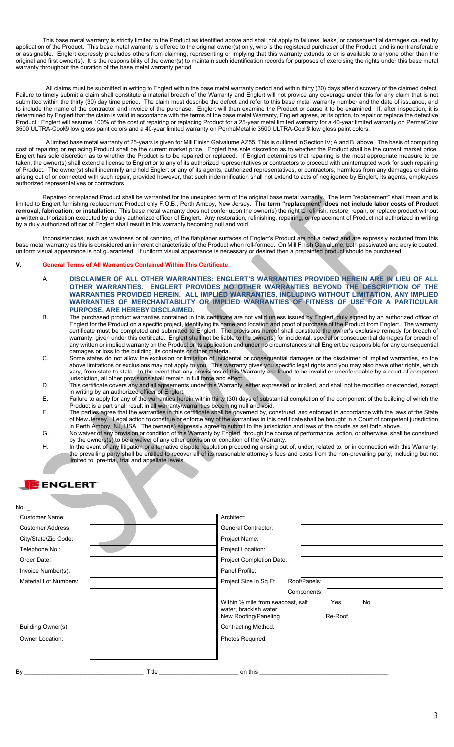This base metal warranty is strictly limited to the Product as identified above and shall not apply to failures, leaks, or consequential damages caused by application of the Product. This base metal warranty is offered to the original owner(s) only, who is the registered purchaser of the Product, and is nontransferable or assignable. Englert expressly precludes others from claiming, representing or implying that this warranty extends to or is available to anyone other than the original and first owner(s). It is the responsibility of the owner(s) to maintain such identification records for purposes of exercising the rights under this base metal warranty throughout the duration of the base metal warranty period.

All claims must be submitted in writing to Englert within the base metal warranty period and within thirty (30) days after discovery of the claimed defect. Failure to timely submit a claim shall constitute a material breach of the Warranty and Englert will not provide any coverage under this for any claim that is not submitted within the thirty (30) day time period. The claim must describe the defect and refer to this base metal warranty number and the date of issuance, and to include the name of the contractor and invoice of the purchase. Englert will then examine the Product or cause it to be examined. If, after inspection, it is determined by Englert that the claim is valid in accordance with the terms of the base metal Warranty, Englert agrees, at its option, to repair or replace the defective Product. Englert will assume 100% of the cost of repairing or replacing Product for a 25-year metal limited warranty for a 40-year limited warranty on PermaColor 3500 ULTRA-Cool® low gloss paint colors and a 40-year limited warranty on PermaMetallic 3500 ULTRA-Cool® low gloss paint colors.

A limited base metal warranty of 25-years is given for Mill Finish Galvalume AZ55. This is outlined in Section IV; A and B, above. The basis of computing cost of repairing or replacing Product shall be the current market price. Englert has sole discretion as to whether the Product shall be the current market price. Englert has sole discretion as to whether the Product is to be repaired or replaced. If Englert determines that repairing is the most appropriate measure to be taken, the owner(s) shall extend a license to Englert or to any of its authorized representatives or contractors to proceed with uninterrupted work for such repairing of Product. The owner(s) shall indemnify and hold Englert or any of its agents, authorized representatives, or contractors, harmless from any damages or claims arising out of or connected with such repair, provided however, that such indemnification shall not extend to acts of negligence by Englert, its agents, employees authorized representatives or contractors.

Repaired or replaced Product shall be warranted for the unexpired term of the original base metal warranty. The term "replacement" shall mean and is limited to Englert furnishing replacement Product only F.O.B., Perth Amboy, New Jersey. **The term "replacement" does not include labor costs of Product removal, fabrication, or installation.** This base metal warranty does not confer upon the owner(s) the right to refinish, restore, repair, or replace product without a written authorization executed by a duly authorized officer of Englert. Any restoration, refinishing, repairing, or replacement of Product not authorized in writing by a duly authorized officer of Englert shall result in its warranty becoming null and void.

Inconsistencies, such as waviness or oil canning, of the flat/planer surfaces of Englert's Product are not a defect and are expressly excluded from this base metal warranty as this is considered an inherent characteristic of the Product when roll-formed. On Mill Finish Galvalume, both passivated and acrylic coated, uniform visual appearance is not guaranteed. If uniform visual appearance is necessary or desired then a prepainted product should be purchased.

## V. General Terms of All Warranties Contained Within This Certificate

A. **DISCLAIMER OF ALL OTHER WARRANTIES: ENGLERT'S WARRANTIES PROVIDED HEREIN ARE IN LIEU OF ALL OTHER WARRANTIES. ENGLERT PROVIDES NO OTHER WARRANTIES BEYOND THE DESCRIPTION OF THE WARRANTIES PROVIDED HEREIN. ALL IMPLIED WARRANTIES, INCLUDING WITHOUT LIMITATION, ANY IMPLIED WARRANTIES OF MERCHANTABILITY OR IMPLIED WARRANTIES OF FITNESS OF USE FOR A PARTICULAR PURPOSE, ARE HEREBY DISCLAIMED.**

B. The purchased product warranties contained in this certificate are not valid unless issued by Englert, duly signed by an authorized officer of Englert for the Product on a specific project, identifying its name and location and proof of purchase of the Product from Englert. The warranty certificate must be completed and submitted to Englert. The provisions hereof shall constitute the owner's exclusive remedy for breach of warranty, given under this certificate. Englert shall not be liable to the owner(s) for incidental, special or consequential damages for breach of any written or implied warranty on the Product or its application and under no circumstances shall Englert be responsible for any consequential damages or loss to the building, its contents or other material.

C. Some states do not allow the exclusion or limitation of incidental or consequential damages or the disclaimer of implied warranties, so the above limitations or exclusions may not apply to you. This warranty gives you specific legal rights and you may also have other rights, which vary, from state to state. In the event that any provisions of this Warranty are found to be invalid or unenforceable by a court of competent jurisdiction, all other provisions shall remain in full force and effect.

D. This certificate covers any and all agreements under this Warranty, either expressed or implied, and shall not be modified or extended, except in writing by an authorized officer of Englert.

E. Failure to apply for any of the warranties herein within thirty (30) days of substantial completion of the component of the building of which the Product is a part shall result in all warranty/warranties becoming null and void.

F. The parties agree that the warranties in this certificate shall be governed by, construed, and enforced in accordance with the laws of the State of New Jersey. Legal action to construe or enforce any of the warranties in this certificate shall be brought in a Court of competent jurisdiction in Perth Amboy, NJ, USA. The owner(s) expressly agree to submit to the jurisdiction and laws of the courts as set forth above.

G. No waiver of any provision or condition of this Warranty by Englert, through the course of performance, action, or otherwise, shall be construed by the owners(s) to be a waiver of any other provision or condition of the Warranty.

H. In the event of any litigation or alternative dispute resolution proceeding arising out of, under, related to, or in connection with this Warranty, the prevailing party shall be entitled to recover all of its reasonable attorney's fees and costs from the non-prevailing party, including but not limited to, pre-trial, trial and appellate levels.

**ENGLERT**

No. _

| | | | |
|---|---|---|---|
| Customer Name: | | Architect: | |
| Customer Address: | | General Contractor: | |
| City/State/Zip Code: | | Project Name: | |
| Telephone No.: | | Project Location: | |
| Order Date: | | Project Completion Date: | |
| Invoice Number(s): | | Panel Profile: | |
| Material Lot Numbers: | | Project Size in Sq.Ft Roof/Panels: | |
| | | Components: | |
| | | Within ½ mile from seacoast, salt water, brackish water | Yes No |
| | | New Roofing/Paneling | Re-Roof |
| Building Owner(s) | | Contracting Method: | |
| Owner Location: | | Photos Required: | |

By ______________________ Title ______________________ on this ______________________